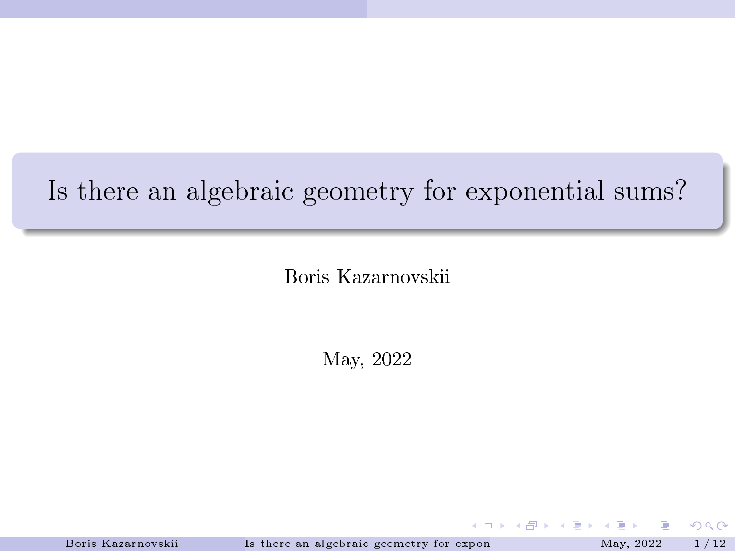# Is there an algebraic geometry for exponential sums?

Boris Kazarnovskii

May, 2022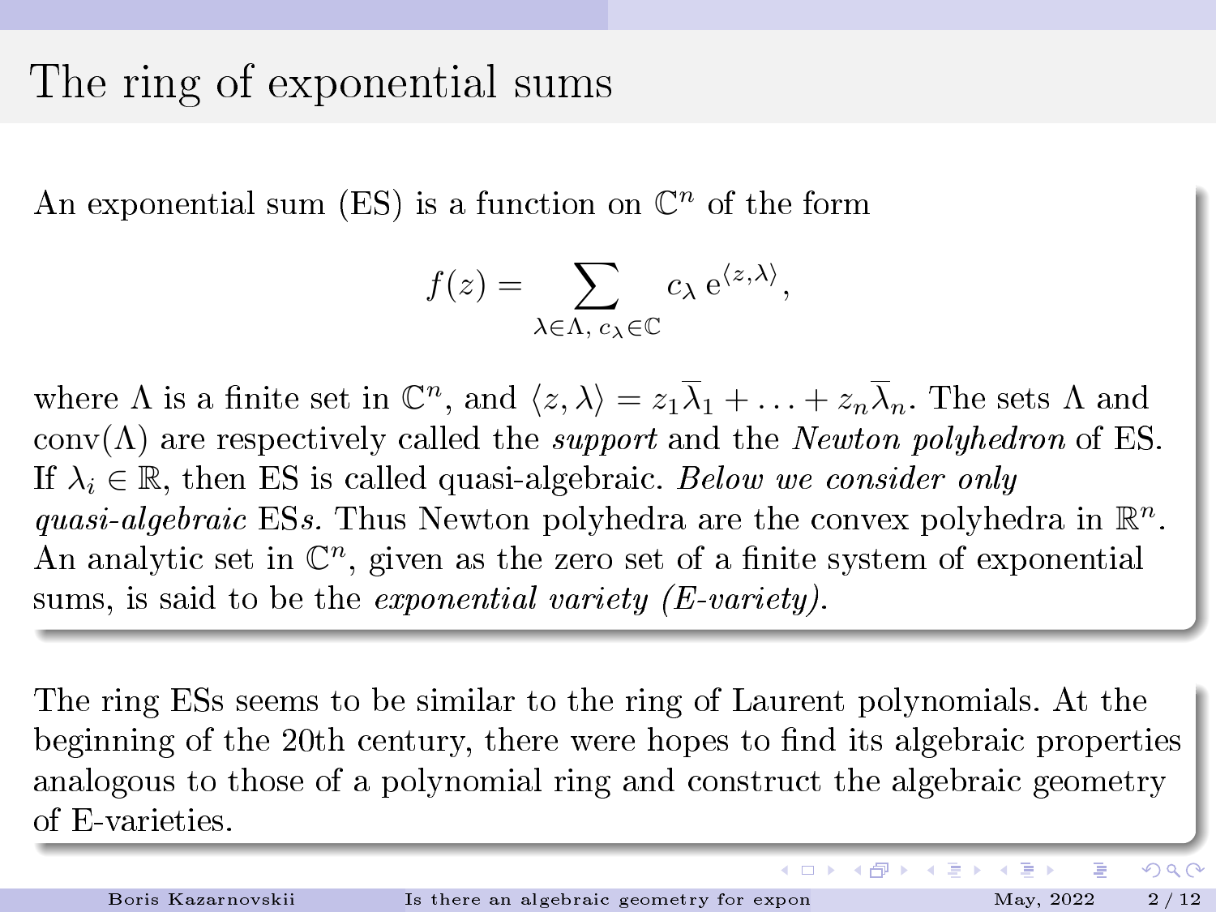# The ring of exponential sums

An exponential sum (ES) is a function on $\mathbb{C}^n$ of the form

$$f(z) = \sum_{\lambda \in \Lambda,\ c_\lambda \in \mathbb{C}} c_\lambda \, \mathrm{e}^{\langle z, \lambda \rangle},$$

where $\Lambda$ is a finite set in $\mathbb{C}^n$, and $\langle z, \lambda \rangle = z_1 \overline{\lambda}_1 + \ldots + z_n \overline{\lambda}_n$. The sets $\Lambda$ and $\mathrm{conv}(\Lambda)$ are respectively called the *support* and the *Newton polyhedron* of ES. If $\lambda_i \in \mathbb{R}$, then ES is called quasi-algebraic. *Below we consider only quasi-algebraic* ESs. Thus Newton polyhedra are the convex polyhedra in $\mathbb{R}^n$. An analytic set in $\mathbb{C}^n$, given as the zero set of a finite system of exponential sums, is said to be the *exponential variety (E-variety).*

The ring ESs seems to be similar to the ring of Laurent polynomials. At the beginning of the 20th century, there were hopes to find its algebraic properties analogous to those of a polynomial ring and construct the algebraic geometry of E-varieties.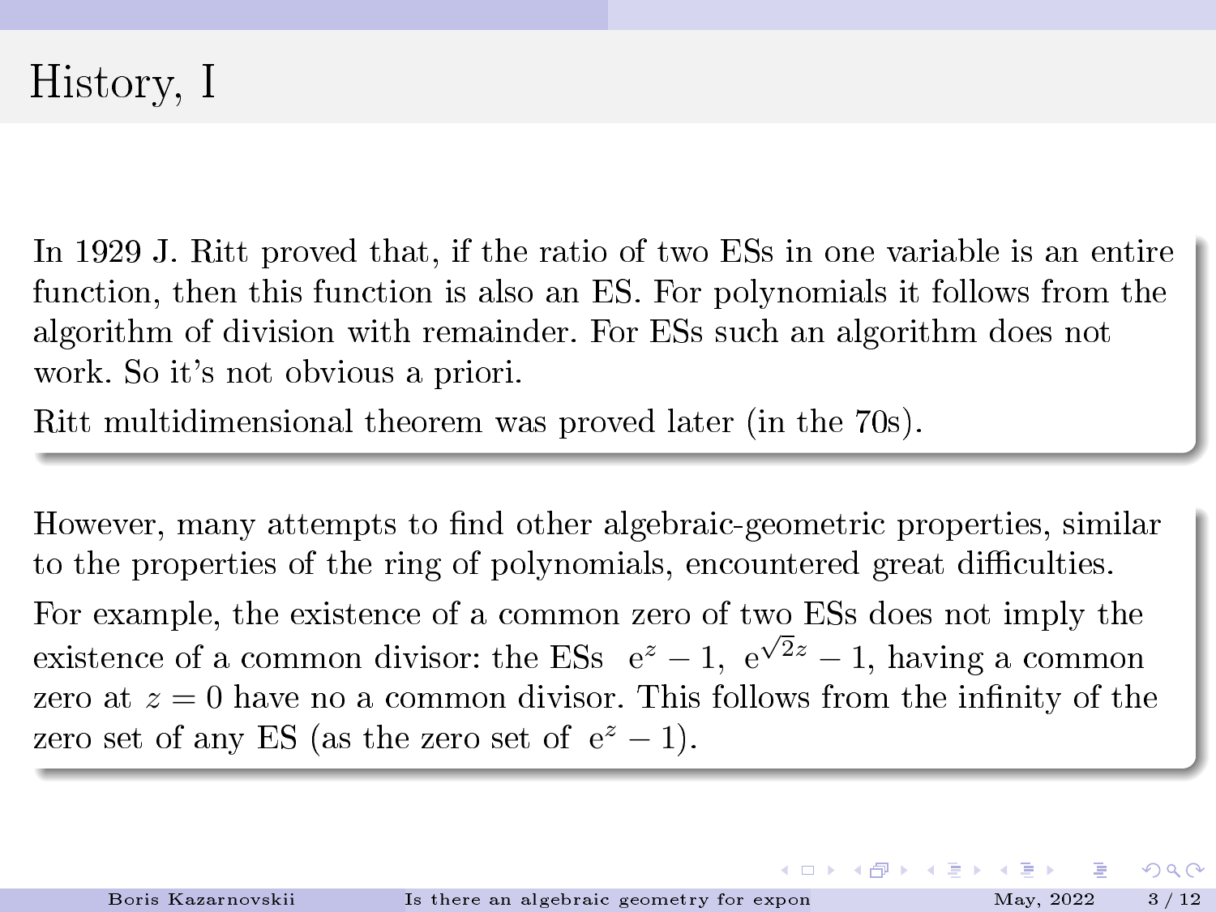# History, I

In 1929 J. Ritt proved that, if the ratio of two ESs in one variable is an entire function, then this function is also an ES. For polynomials it follows from the algorithm of division with remainder. For ESs such an algorithm does not work. So it's not obvious a priori.

Ritt multidimensional theorem was proved later (in the 70s).

However, many attempts to find other algebraic-geometric properties, similar to the properties of the ring of polynomials, encountered great difficulties.

For example, the existence of a common zero of two ESs does not imply the existence of a common divisor: the ESs $e^z - 1$, $e^{\sqrt{2}z} - 1$, having a common zero at $z = 0$ have no a common divisor. This follows from the infinity of the zero set of any ES (as the zero set of $e^z - 1$).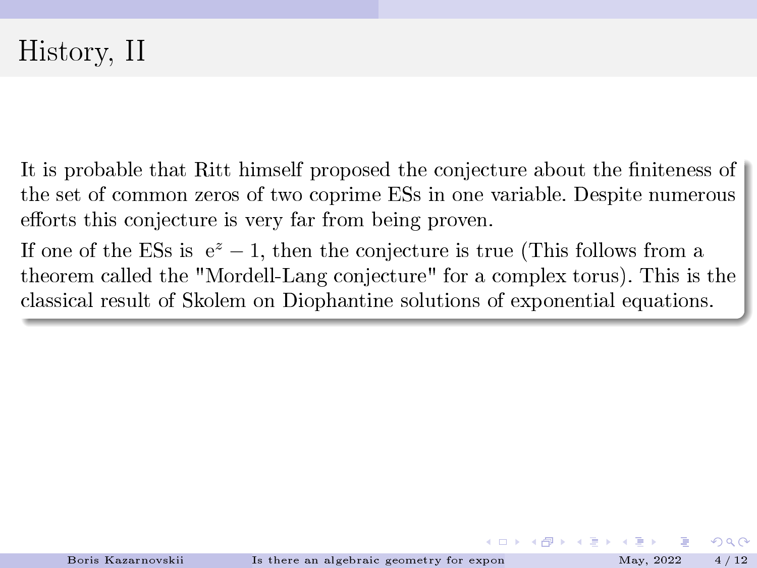# History, II

It is probable that Ritt himself proposed the conjecture about the finiteness of the set of common zeros of two coprime ESs in one variable. Despite numerous efforts this conjecture is very far from being proven.

If one of the ESs is $e^z - 1$, then the conjecture is true (This follows from a theorem called the "Mordell-Lang conjecture" for a complex torus). This is the classical result of Skolem on Diophantine solutions of exponential equations.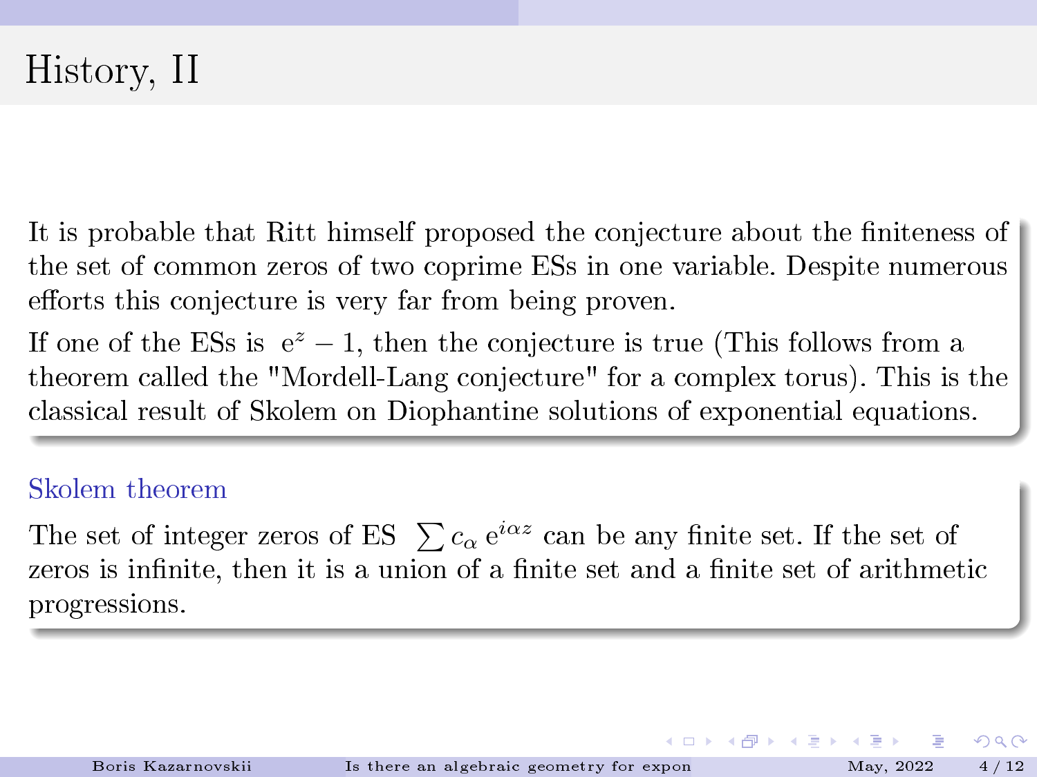# History, II

It is probable that Ritt himself proposed the conjecture about the finiteness of the set of common zeros of two coprime ESs in one variable. Despite numerous efforts this conjecture is very far from being proven.

If one of the ESs is $e^z - 1$, then the conjecture is true (This follows from a theorem called the "Mordell-Lang conjecture" for a complex torus). This is the classical result of Skolem on Diophantine solutions of exponential equations.

### Skolem theorem

The set of integer zeros of ES $\sum c_\alpha \, e^{i\alpha z}$ can be any finite set. If the set of zeros is infinite, then it is a union of a finite set and a finite set of arithmetic progressions.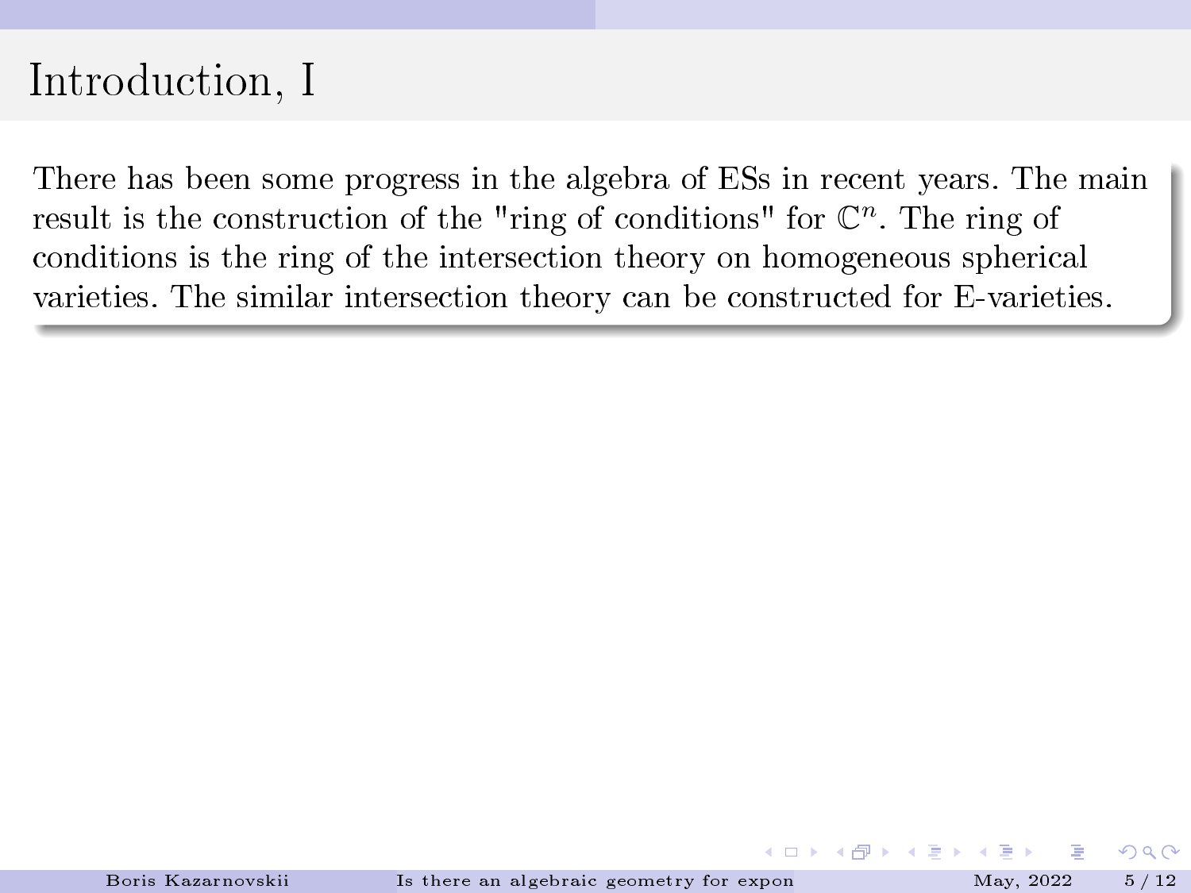# Introduction, I

There has been some progress in the algebra of ESs in recent years. The main result is the construction of the "ring of conditions" for $\mathbb{C}^n$. The ring of conditions is the ring of the intersection theory on homogeneous spherical varieties. The similar intersection theory can be constructed for E-varieties.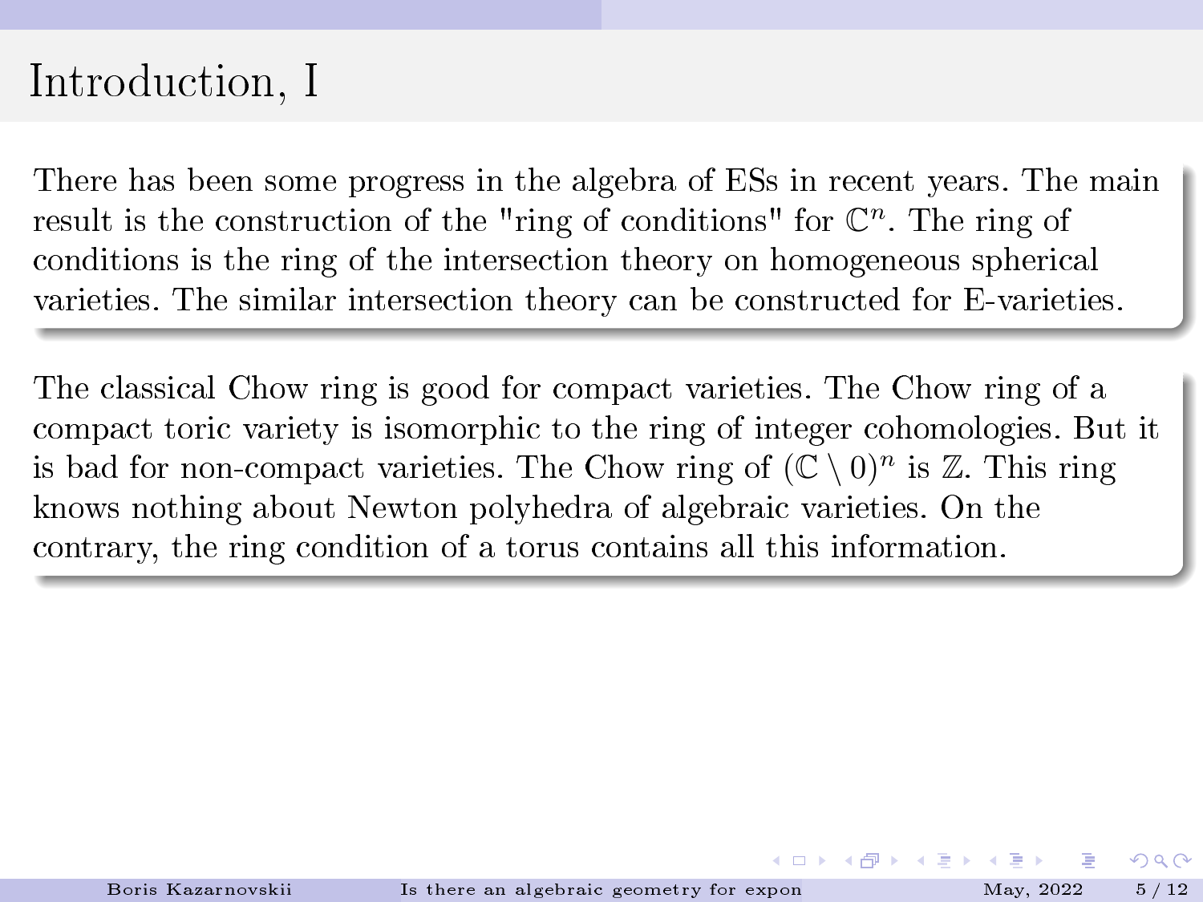# Introduction, I

There has been some progress in the algebra of ESs in recent years. The main result is the construction of the "ring of conditions" for $\mathbb{C}^n$. The ring of conditions is the ring of the intersection theory on homogeneous spherical varieties. The similar intersection theory can be constructed for E-varieties.

The classical Chow ring is good for compact varieties. The Chow ring of a compact toric variety is isomorphic to the ring of integer cohomologies. But it is bad for non-compact varieties. The Chow ring of $(\mathbb{C} \setminus 0)^n$ is $\mathbb{Z}$. This ring knows nothing about Newton polyhedra of algebraic varieties. On the contrary, the ring condition of a torus contains all this information.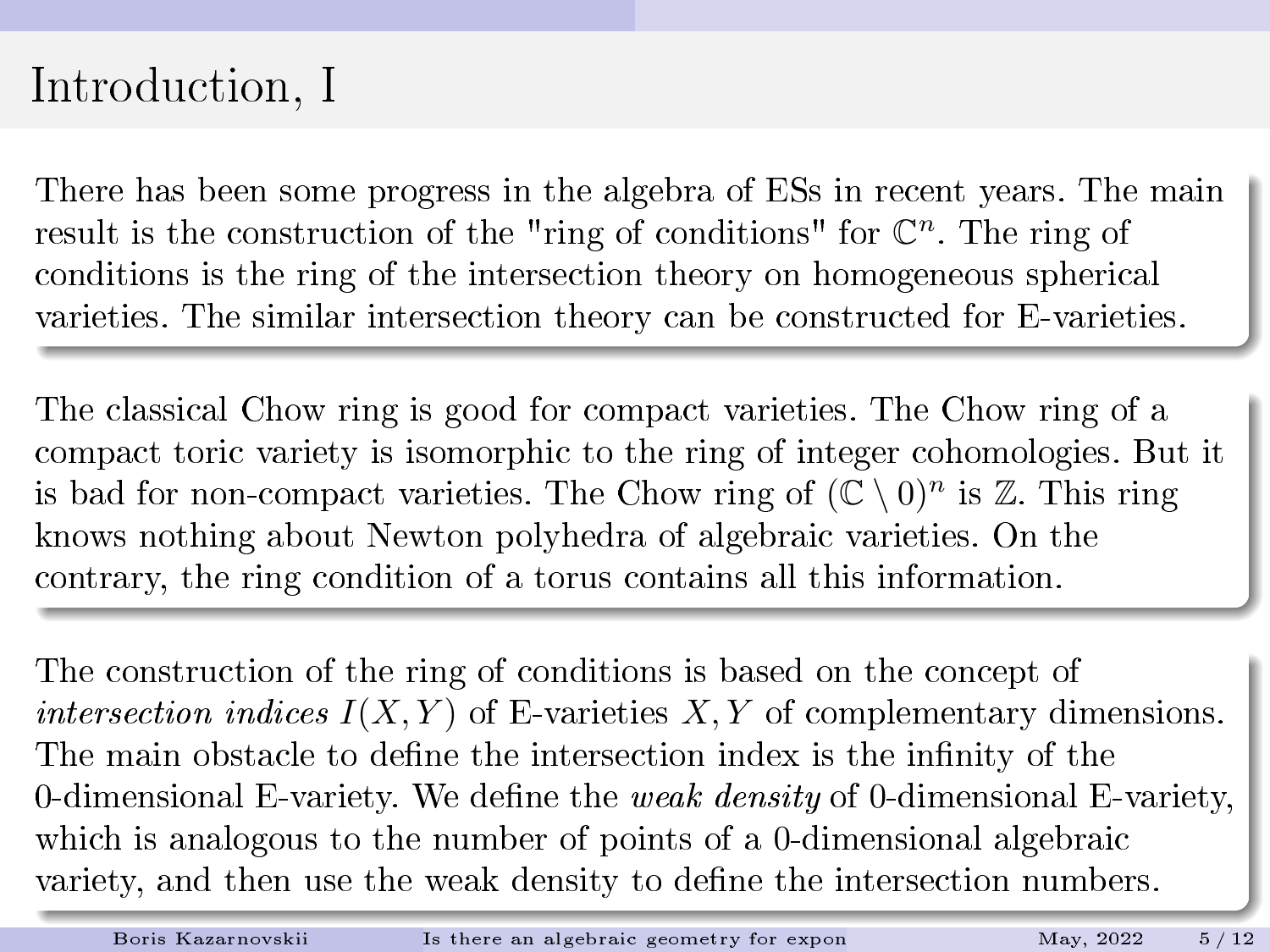# Introduction, I

There has been some progress in the algebra of ESs in recent years. The main result is the construction of the "ring of conditions" for $\mathbb{C}^n$. The ring of conditions is the ring of the intersection theory on homogeneous spherical varieties. The similar intersection theory can be constructed for E-varieties.

The classical Chow ring is good for compact varieties. The Chow ring of a compact toric variety is isomorphic to the ring of integer cohomologies. But it is bad for non-compact varieties. The Chow ring of $(\mathbb{C} \setminus 0)^n$ is $\mathbb{Z}$. This ring knows nothing about Newton polyhedra of algebraic varieties. On the contrary, the ring condition of a torus contains all this information.

The construction of the ring of conditions is based on the concept of *intersection indices* $I(X, Y)$ of E-varieties $X, Y$ of complementary dimensions. The main obstacle to define the intersection index is the infinity of the 0-dimensional E-variety. We define the *weak density* of 0-dimensional E-variety, which is analogous to the number of points of a 0-dimensional algebraic variety, and then use the weak density to define the intersection numbers.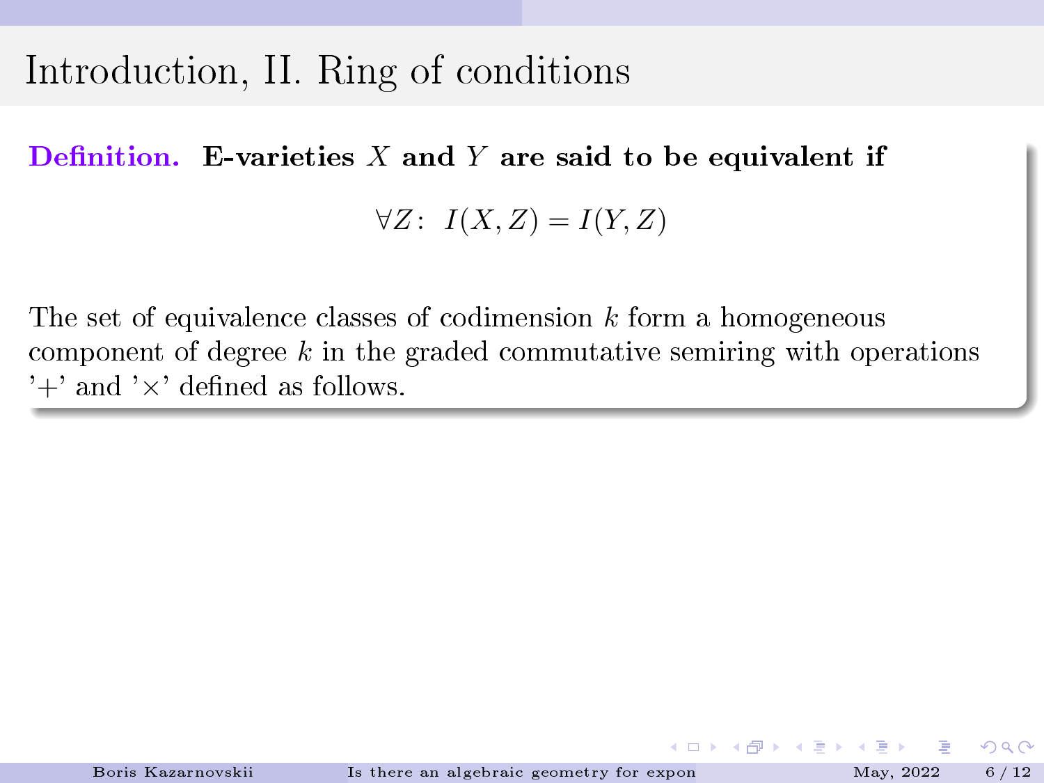# Introduction, II. Ring of conditions

**Definition.** **E-varieties $X$ and $Y$ are said to be equivalent if**

$$\forall Z\colon\ I(X,Z) = I(Y,Z)$$

The set of equivalence classes of codimension $k$ form a homogeneous component of degree $k$ in the graded commutative semiring with operations '+' and '×' defined as follows.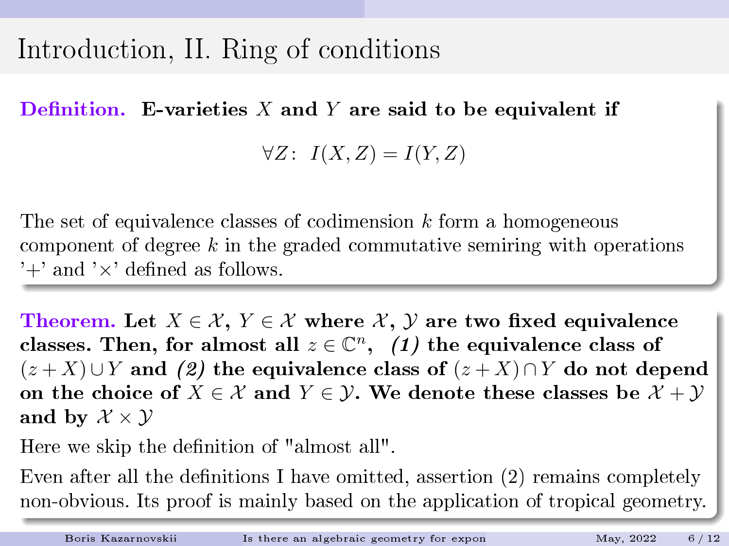# Introduction, II. Ring of conditions

**Definition.** **E-varieties $X$ and $Y$ are said to be equivalent if**

$$\forall Z\colon\ I(X,Z) = I(Y,Z)$$

The set of equivalence classes of codimension $k$ form a homogeneous component of degree $k$ in the graded commutative semiring with operations '$+$' and '$\times$' defined as follows.

**Theorem.** **Let $X \in \mathcal{X}$, $Y \in \mathcal{X}$ where $\mathcal{X}$, $\mathcal{Y}$ are two fixed equivalence classes. Then, for almost all $z \in \mathbb{C}^n$, *(1)* the equivalence class of $(z+X)\cup Y$ and *(2)* the equivalence class of $(z+X)\cap Y$ do not depend on the choice of $X \in \mathcal{X}$ and $Y \in \mathcal{Y}$. We denote these classes be $\mathcal{X}+\mathcal{Y}$ and by $\mathcal{X}\times\mathcal{Y}$**

Here we skip the definition of "almost all".

Even after all the definitions I have omitted, assertion (2) remains completely non-obvious. Its proof is mainly based on the application of tropical geometry.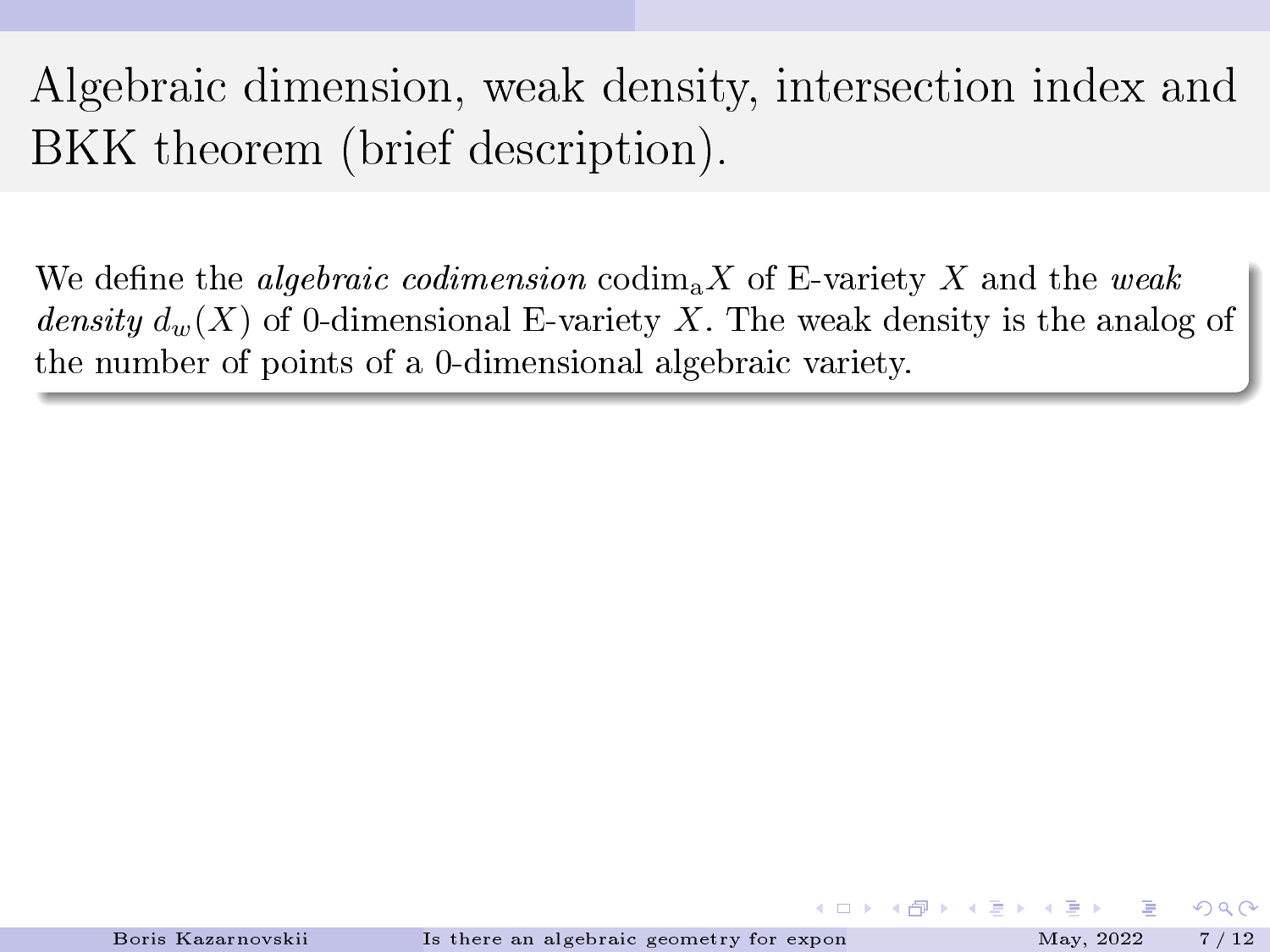# Algebraic dimension, weak density, intersection index and BKK theorem (brief description).

We define the *algebraic codimension* $\mathrm{codim_a} X$ of E-variety $X$ and the *weak density* $d_w(X)$ of 0-dimensional E-variety $X$. The weak density is the analog of the number of points of a 0-dimensional algebraic variety.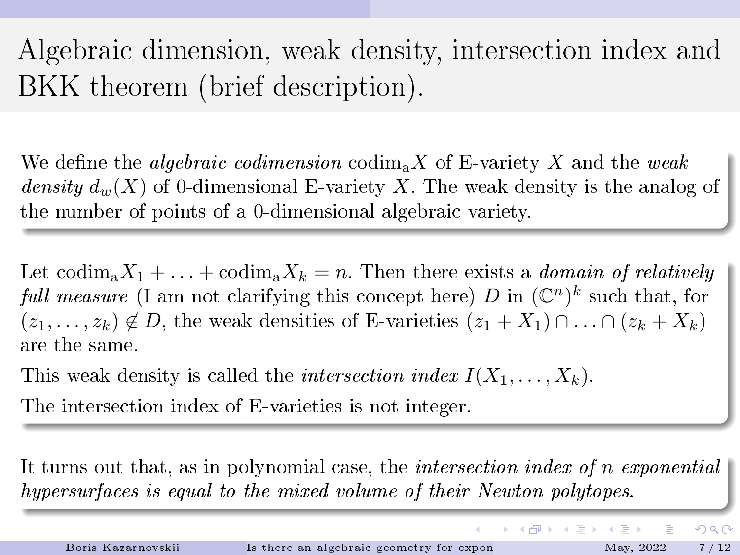# Algebraic dimension, weak density, intersection index and BKK theorem (brief description).

We define the *algebraic codimension* $\mathrm{codim_a} X$ of E-variety $X$ and the *weak density* $d_w(X)$ of 0-dimensional E-variety $X$. The weak density is the analog of the number of points of a 0-dimensional algebraic variety.

Let $\mathrm{codim_a} X_1 + \ldots + \mathrm{codim_a} X_k = n$. Then there exists a *domain of relatively full measure* (I am not clarifying this concept here) $D$ in $(\mathbb{C}^n)^k$ such that, for $(z_1, \ldots, z_k) \notin D$, the weak densities of E-varieties $(z_1 + X_1) \cap \ldots \cap (z_k + X_k)$ are the same.

This weak density is called the *intersection index* $I(X_1, \ldots, X_k)$.

The intersection index of E-varieties is not integer.

It turns out that, as in polynomial case, the *intersection index of $n$ exponential hypersurfaces is equal to the mixed volume of their Newton polytopes.*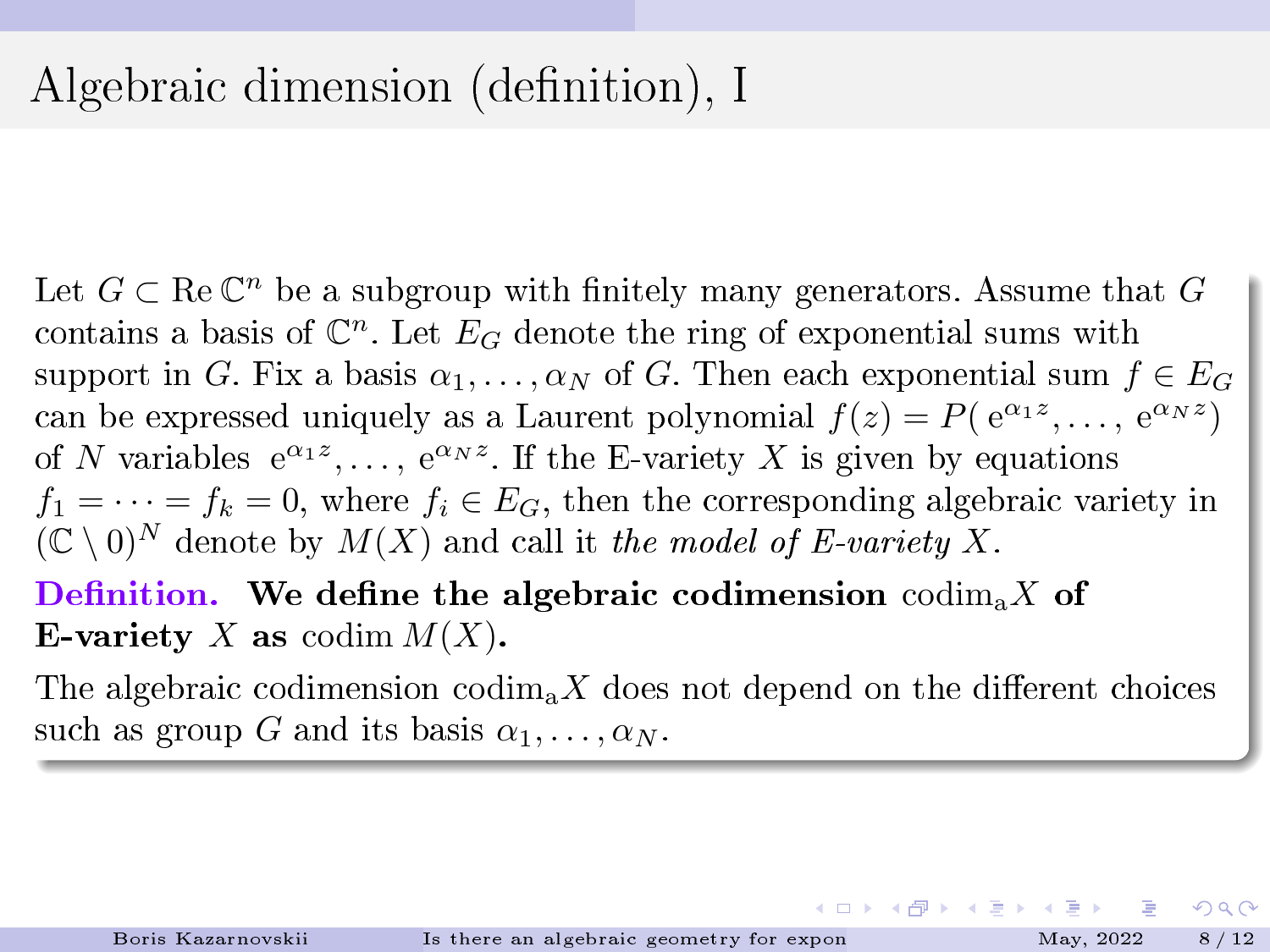# Algebraic dimension (definition), I

Let $G \subset \operatorname{Re} \mathbb{C}^n$ be a subgroup with finitely many generators. Assume that $G$ contains a basis of $\mathbb{C}^n$. Let $E_G$ denote the ring of exponential sums with support in $G$. Fix a basis $\alpha_1, \ldots, \alpha_N$ of $G$. Then each exponential sum $f \in E_G$ can be expressed uniquely as a Laurent polynomial $f(z) = P(\mathrm{e}^{\alpha_1 z}, \ldots, \mathrm{e}^{\alpha_N z})$ of $N$ variables $\mathrm{e}^{\alpha_1 z}, \ldots, \mathrm{e}^{\alpha_N z}$. If the E-variety $X$ is given by equations $f_1 = \cdots = f_k = 0$, where $f_i \in E_G$, then the corresponding algebraic variety in $(\mathbb{C} \setminus 0)^N$ denote by $M(X)$ and call it *the model of E-variety* $X$.

**Definition. We define the algebraic codimension** $\operatorname{codim}_{\mathrm{a}} X$ **of E-variety** $X$ **as** $\operatorname{codim} M(X)$**.**

The algebraic codimension $\operatorname{codim}_{\mathrm{a}} X$ does not depend on the different choices such as group $G$ and its basis $\alpha_1, \ldots, \alpha_N$.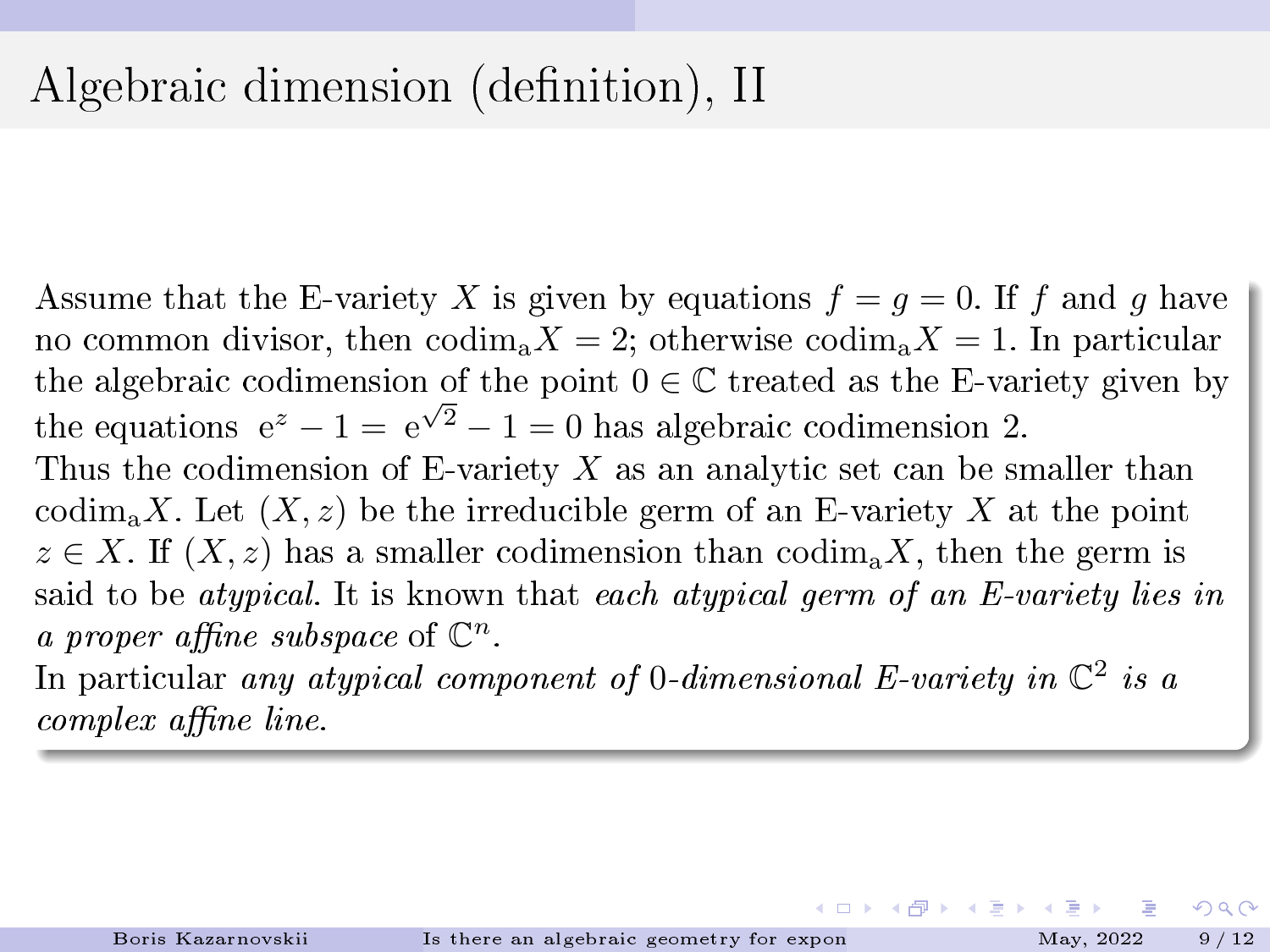# Algebraic dimension (definition), II

Assume that the E-variety $X$ is given by equations $f = g = 0$. If $f$ and $g$ have no common divisor, then $\mathrm{codim_a} X = 2$; otherwise $\mathrm{codim_a} X = 1$. In particular the algebraic codimension of the point $0 \in \mathbb{C}$ treated as the E-variety given by the equations $\mathrm{e}^{z} - 1 = \mathrm{e}^{\sqrt{2}} - 1 = 0$ has algebraic codimension 2.
Thus the codimension of E-variety $X$ as an analytic set can be smaller than $\mathrm{codim_a} X$. Let $(X, z)$ be the irreducible germ of an E-variety $X$ at the point $z \in X$. If $(X, z)$ has a smaller codimension than $\mathrm{codim_a} X$, then the germ is said to be *atypical*. It is known that *each atypical germ of an E-variety lies in a proper affine subspace* of $\mathbb{C}^n$.
In particular *any atypical component of* $0$*-dimensional E-variety in* $\mathbb{C}^2$ *is a complex affine line.*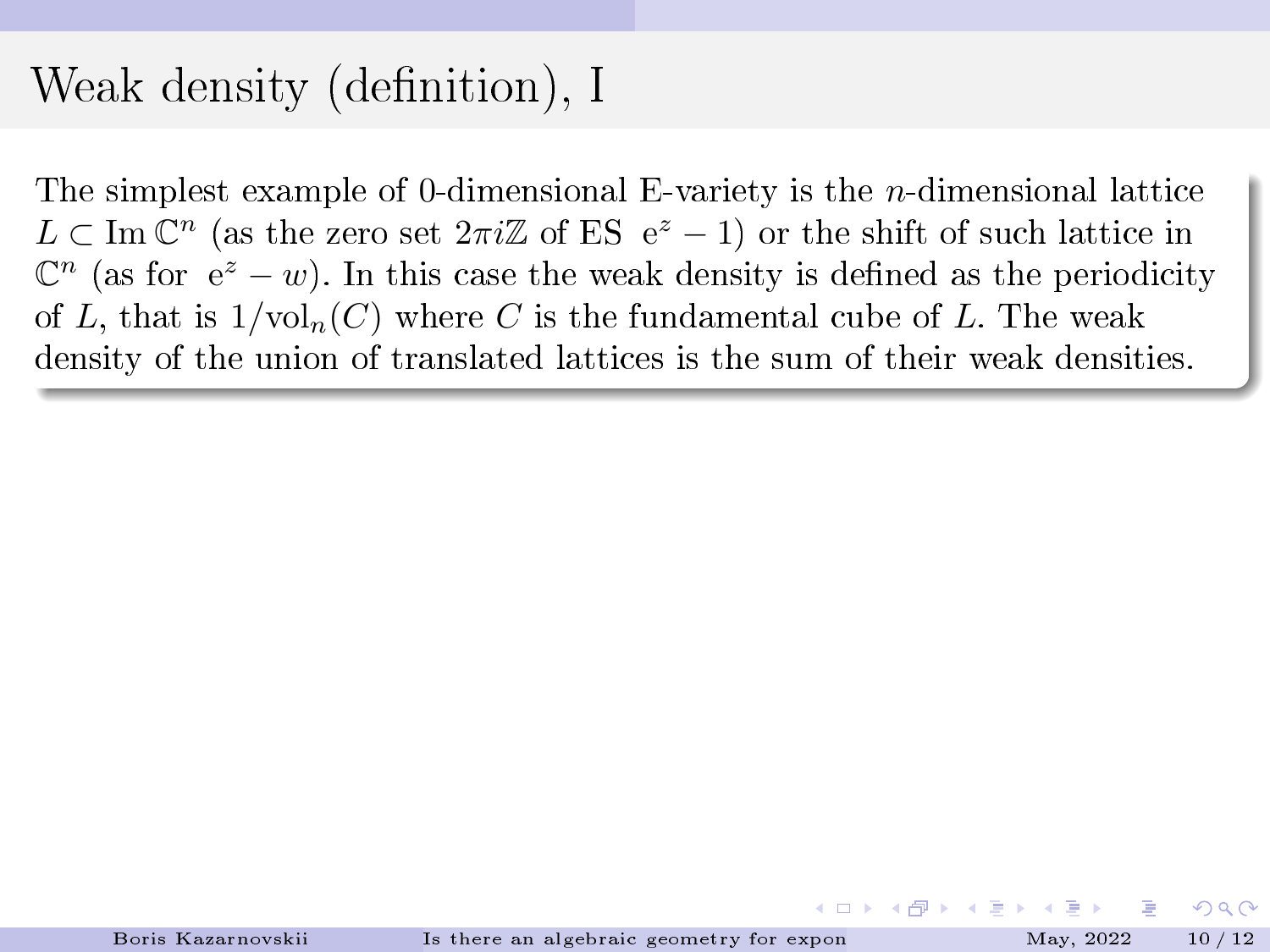# Weak density (definition), I

The simplest example of 0-dimensional E-variety is the $n$-dimensional lattice $L \subset \operatorname{Im} \mathbb{C}^n$ (as the zero set $2\pi i\mathbb{Z}$ of ES $\mathrm{e}^z - 1$) or the shift of such lattice in $\mathbb{C}^n$ (as for $\mathrm{e}^z - w$). In this case the weak density is defined as the periodicity of $L$, that is $1/\mathrm{vol}_n(C)$ where $C$ is the fundamental cube of $L$. The weak density of the union of translated lattices is the sum of their weak densities.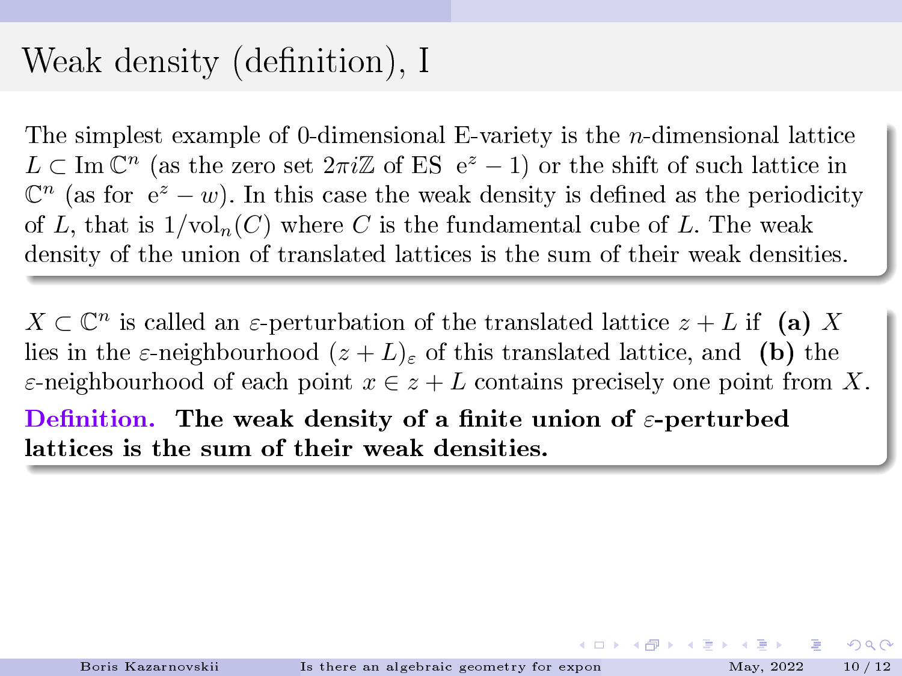# Weak density (definition), I

The simplest example of 0-dimensional E-variety is the $n$-dimensional lattice $L \subset \operatorname{Im} \mathbb{C}^n$ (as the zero set $2\pi i\mathbb{Z}$ of ES $\mathrm{e}^z - 1$) or the shift of such lattice in $\mathbb{C}^n$ (as for $\mathrm{e}^z - w$). In this case the weak density is defined as the periodicity of $L$, that is $1/\mathrm{vol}_n(C)$ where $C$ is the fundamental cube of $L$. The weak density of the union of translated lattices is the sum of their weak densities.

$X \subset \mathbb{C}^n$ is called an $\varepsilon$-perturbation of the translated lattice $z + L$ if **(a)** $X$ lies in the $\varepsilon$-neighbourhood $(z + L)_\varepsilon$ of this translated lattice, and **(b)** the $\varepsilon$-neighbourhood of each point $x \in z + L$ contains precisely one point from $X$.

**Definition. The weak density of a finite union of $\varepsilon$-perturbed lattices is the sum of their weak densities.**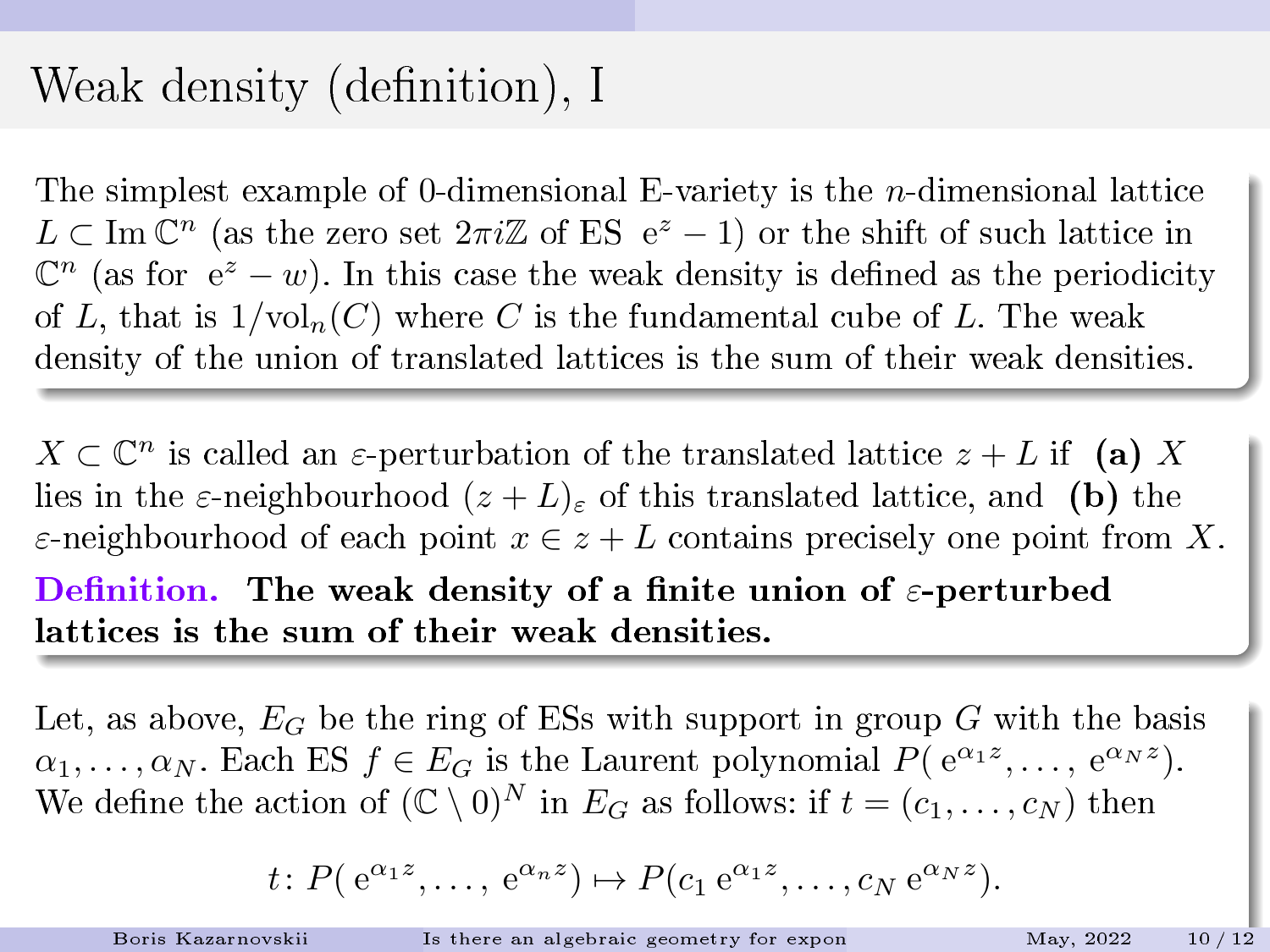# Weak density (definition), I

The simplest example of 0-dimensional E-variety is the $n$-dimensional lattice $L \subset \operatorname{Im} \mathbb{C}^n$ (as the zero set $2\pi i\mathbb{Z}$ of ES $\mathrm{e}^z - 1$) or the shift of such lattice in $\mathbb{C}^n$ (as for $\mathrm{e}^z - w$). In this case the weak density is defined as the periodicity of $L$, that is $1/\mathrm{vol}_n(C)$ where $C$ is the fundamental cube of $L$. The weak density of the union of translated lattices is the sum of their weak densities.

$X \subset \mathbb{C}^n$ is called an $\varepsilon$-perturbation of the translated lattice $z + L$ if **(a)** $X$ lies in the $\varepsilon$-neighbourhood $(z + L)_\varepsilon$ of this translated lattice, and **(b)** the $\varepsilon$-neighbourhood of each point $x \in z + L$ contains precisely one point from $X$.

**Definition. The weak density of a finite union of $\varepsilon$-perturbed lattices is the sum of their weak densities.**

Let, as above, $E_G$ be the ring of ESs with support in group $G$ with the basis $\alpha_1, \dots, \alpha_N$. Each ES $f \in E_G$ is the Laurent polynomial $P(\mathrm{e}^{\alpha_1 z}, \dots, \mathrm{e}^{\alpha_N z})$. We define the action of $(\mathbb{C} \setminus 0)^N$ in $E_G$ as follows: if $t = (c_1, \dots, c_N)$ then

$$t\colon P(\mathrm{e}^{\alpha_1 z}, \dots, \mathrm{e}^{\alpha_n z}) \mapsto P(c_1\,\mathrm{e}^{\alpha_1 z}, \dots, c_N\,\mathrm{e}^{\alpha_N z}).$$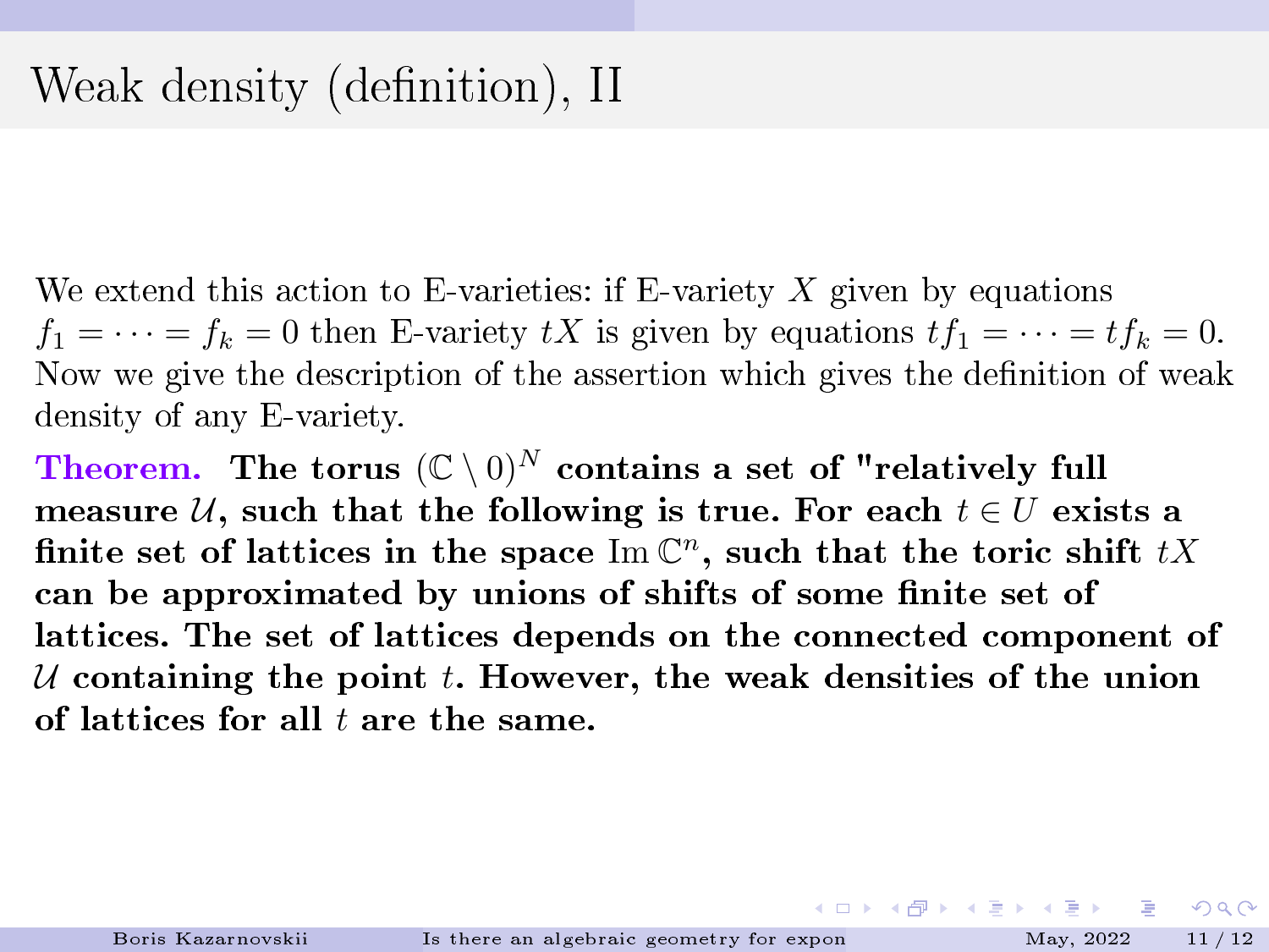# Weak density (definition), II

We extend this action to E-varieties: if E-variety $X$ given by equations $f_1 = \dots = f_k = 0$ then E-variety $tX$ is given by equations $tf_1 = \dots = tf_k = 0$. Now we give the description of the assertion which gives the definition of weak density of any E-variety.

**Theorem.** **The torus $(\mathbb{C} \setminus 0)^N$ contains a set of "relatively full measure $\mathcal{U}$, such that the following is true. For each $t \in U$ exists a finite set of lattices in the space $\operatorname{Im} \mathbb{C}^n$, such that the toric shift $tX$ can be approximated by unions of shifts of some finite set of lattices. The set of lattices depends on the connected component of $\mathcal{U}$ containing the point $t$. However, the weak densities of the union of lattices for all $t$ are the same.**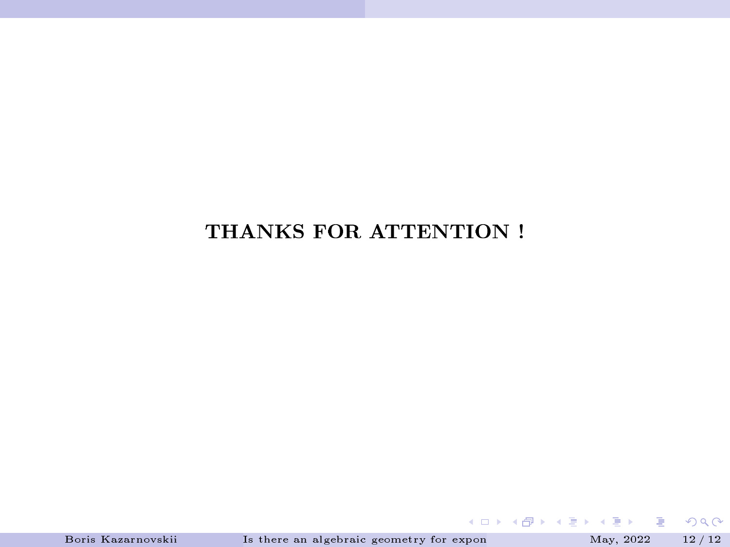**THANKS FOR ATTENTION !**